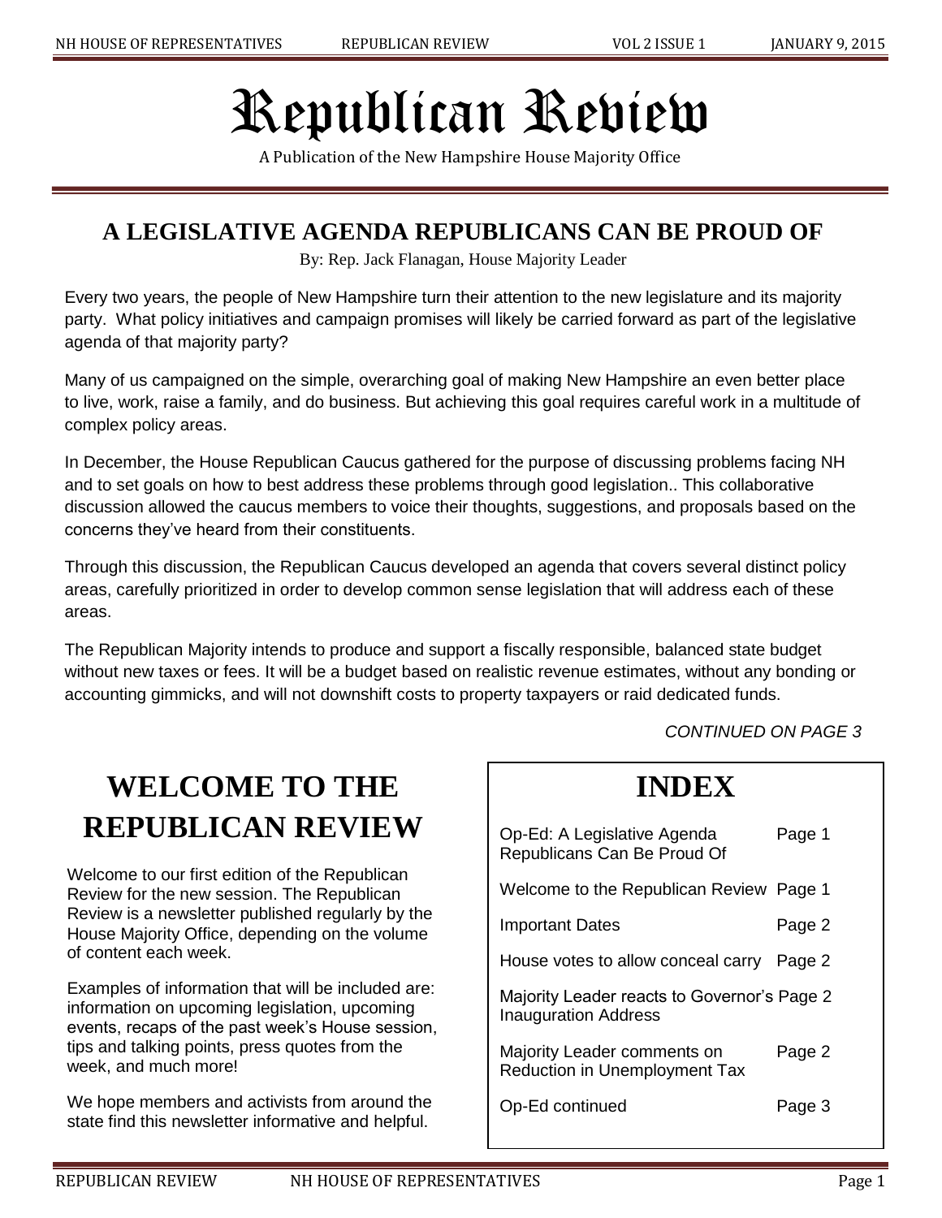# Republican Review

A Publication of the New Hampshire House Majority Office

## A LEGISLATIVE AGENDA REPUBLICANS CAN BE PROUD OF

By: Rep. Jack Flanagan, House Majority Leader

Every two years, the people of New Hampshire turn their attention to the new legislature and its majority party. What policy initiatives and campaign promises will likely be carried forward as part of the legislative agenda of that majority party?

Many of us campaigned on the simple, overarching goal of making New Hampshire an even better place to live, work, raise a family, and do business. But achieving this goal requires careful work in a multitude of complex policy areas.

In December, the House Republican Caucus gathered for the purpose of discussing problems facing NH and to set goals on how to best address these problems through good legislation.. This collaborative discussion allowed the caucus members to voice their thoughts, suggestions, and proposals based on the concerns they've heard from their constituents.

Through this discussion, the Republican Caucus developed an agenda that covers several distinct policy areas, carefully prioritized in order to develop common sense legislation that will address each of these areas.

The Republican Majority intends to produce and support a fiscally responsible, balanced state budget without new taxes or fees. It will be a budget based on realistic revenue estimates, without any bonding or accounting gimmicks, and will not downshift costs to property taxpayers or raid dedicated funds.

*CONTINUED ON PAGE 3*

## WELCOME TO THE REPUBLICAN REVIEW

Welcome to our first edition of the Republican Review for the new session. The Republican Review is a newsletter published regularly by the House Majority Office, depending on the volume of content each week.

Examples of information that will be included are: information on upcoming legislation, upcoming events, recaps of the past week's House session, tips and talking points, press quotes from the week, and much more!

We hope members and activists from around the state find this newsletter informative and helpful.

## INDEX

| | |
|---|---|
| Op-Ed: A Legislative Agenda Republicans Can Be Proud Of | Page 1 |
| Welcome to the Republican Review | Page 1 |
| Important Dates | Page 2 |
| House votes to allow conceal carry | Page 2 |
| Majority Leader reacts to Governor's Inauguration Address | Page 2 |
| Majority Leader comments on Reduction in Unemployment Tax | Page 2 |
| Op-Ed continued | Page 3 |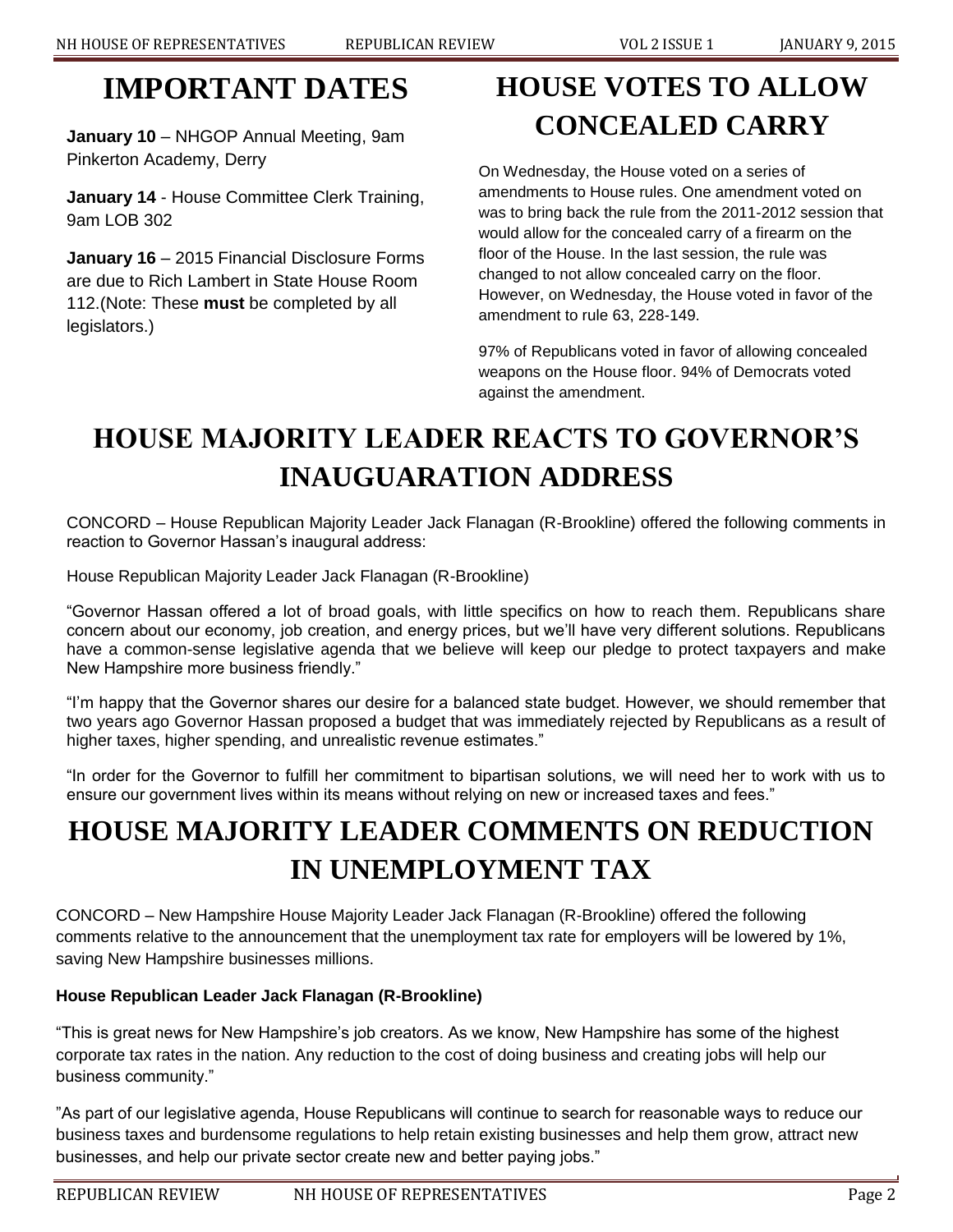# IMPORTANT DATES

**January 10** – NHGOP Annual Meeting, 9am Pinkerton Academy, Derry

**January 14** - House Committee Clerk Training, 9am LOB 302

**January 16** – 2015 Financial Disclosure Forms are due to Rich Lambert in State House Room 112.(Note: These **must** be completed by all legislators.)

# HOUSE VOTES TO ALLOW CONCEALED CARRY

On Wednesday, the House voted on a series of amendments to House rules. One amendment voted on was to bring back the rule from the 2011-2012 session that would allow for the concealed carry of a firearm on the floor of the House. In the last session, the rule was changed to not allow concealed carry on the floor. However, on Wednesday, the House voted in favor of the amendment to rule 63, 228-149.

97% of Republicans voted in favor of allowing concealed weapons on the House floor. 94% of Democrats voted against the amendment.

# HOUSE MAJORITY LEADER REACTS TO GOVERNOR'S INAUGUARATION ADDRESS

CONCORD – House Republican Majority Leader Jack Flanagan (R-Brookline) offered the following comments in reaction to Governor Hassan's inaugural address:

House Republican Majority Leader Jack Flanagan (R-Brookline)

"Governor Hassan offered a lot of broad goals, with little specifics on how to reach them. Republicans share concern about our economy, job creation, and energy prices, but we'll have very different solutions. Republicans have a common-sense legislative agenda that we believe will keep our pledge to protect taxpayers and make New Hampshire more business friendly."

"I'm happy that the Governor shares our desire for a balanced state budget. However, we should remember that two years ago Governor Hassan proposed a budget that was immediately rejected by Republicans as a result of higher taxes, higher spending, and unrealistic revenue estimates."

"In order for the Governor to fulfill her commitment to bipartisan solutions, we will need her to work with us to ensure our government lives within its means without relying on new or increased taxes and fees."

# HOUSE MAJORITY LEADER COMMENTS ON REDUCTION IN UNEMPLOYMENT TAX

CONCORD – New Hampshire House Majority Leader Jack Flanagan (R-Brookline) offered the following comments relative to the announcement that the unemployment tax rate for employers will be lowered by 1%, saving New Hampshire businesses millions.

**House Republican Leader Jack Flanagan (R-Brookline)**

"This is great news for New Hampshire's job creators. As we know, New Hampshire has some of the highest corporate tax rates in the nation. Any reduction to the cost of doing business and creating jobs will help our business community."

"As part of our legislative agenda, House Republicans will continue to search for reasonable ways to reduce our business taxes and burdensome regulations to help retain existing businesses and help them grow, attract new businesses, and help our private sector create new and better paying jobs."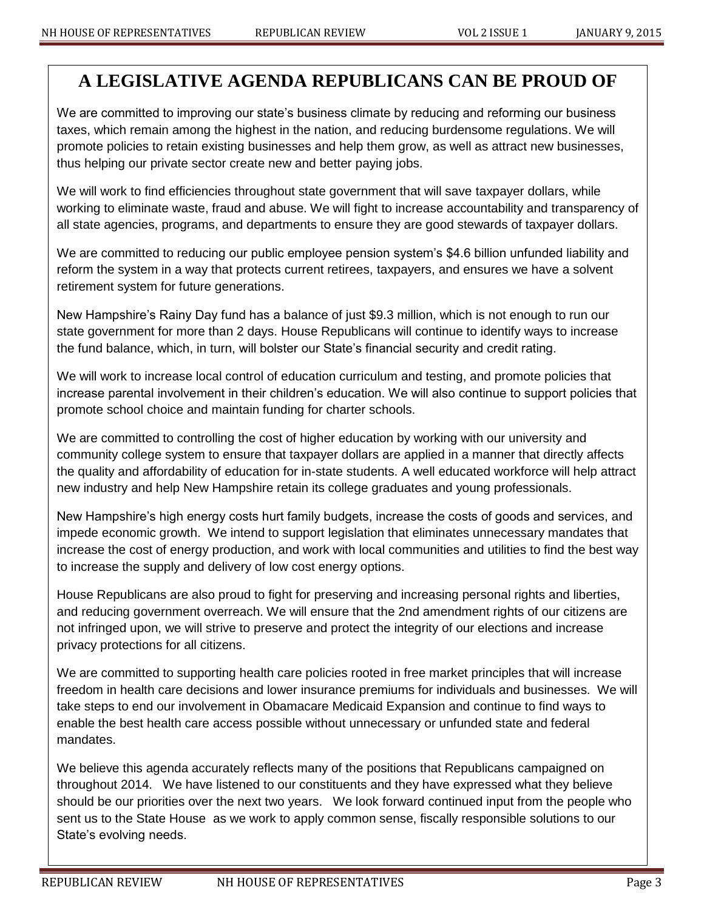# A LEGISLATIVE AGENDA REPUBLICANS CAN BE PROUD OF

We are committed to improving our state's business climate by reducing and reforming our business taxes, which remain among the highest in the nation, and reducing burdensome regulations. We will promote policies to retain existing businesses and help them grow, as well as attract new businesses, thus helping our private sector create new and better paying jobs.

We will work to find efficiencies throughout state government that will save taxpayer dollars, while working to eliminate waste, fraud and abuse. We will fight to increase accountability and transparency of all state agencies, programs, and departments to ensure they are good stewards of taxpayer dollars.

We are committed to reducing our public employee pension system's $4.6 billion unfunded liability and reform the system in a way that protects current retirees, taxpayers, and ensures we have a solvent retirement system for future generations.

New Hampshire's Rainy Day fund has a balance of just $9.3 million, which is not enough to run our state government for more than 2 days. House Republicans will continue to identify ways to increase the fund balance, which, in turn, will bolster our State's financial security and credit rating.

We will work to increase local control of education curriculum and testing, and promote policies that increase parental involvement in their children's education. We will also continue to support policies that promote school choice and maintain funding for charter schools.

We are committed to controlling the cost of higher education by working with our university and community college system to ensure that taxpayer dollars are applied in a manner that directly affects the quality and affordability of education for in-state students. A well educated workforce will help attract new industry and help New Hampshire retain its college graduates and young professionals.

New Hampshire's high energy costs hurt family budgets, increase the costs of goods and services, and impede economic growth. We intend to support legislation that eliminates unnecessary mandates that increase the cost of energy production, and work with local communities and utilities to find the best way to increase the supply and delivery of low cost energy options.

House Republicans are also proud to fight for preserving and increasing personal rights and liberties, and reducing government overreach. We will ensure that the 2nd amendment rights of our citizens are not infringed upon, we will strive to preserve and protect the integrity of our elections and increase privacy protections for all citizens.

We are committed to supporting health care policies rooted in free market principles that will increase freedom in health care decisions and lower insurance premiums for individuals and businesses. We will take steps to end our involvement in Obamacare Medicaid Expansion and continue to find ways to enable the best health care access possible without unnecessary or unfunded state and federal mandates.

We believe this agenda accurately reflects many of the positions that Republicans campaigned on throughout 2014. We have listened to our constituents and they have expressed what they believe should be our priorities over the next two years. We look forward continued input from the people who sent us to the State House as we work to apply common sense, fiscally responsible solutions to our State's evolving needs.